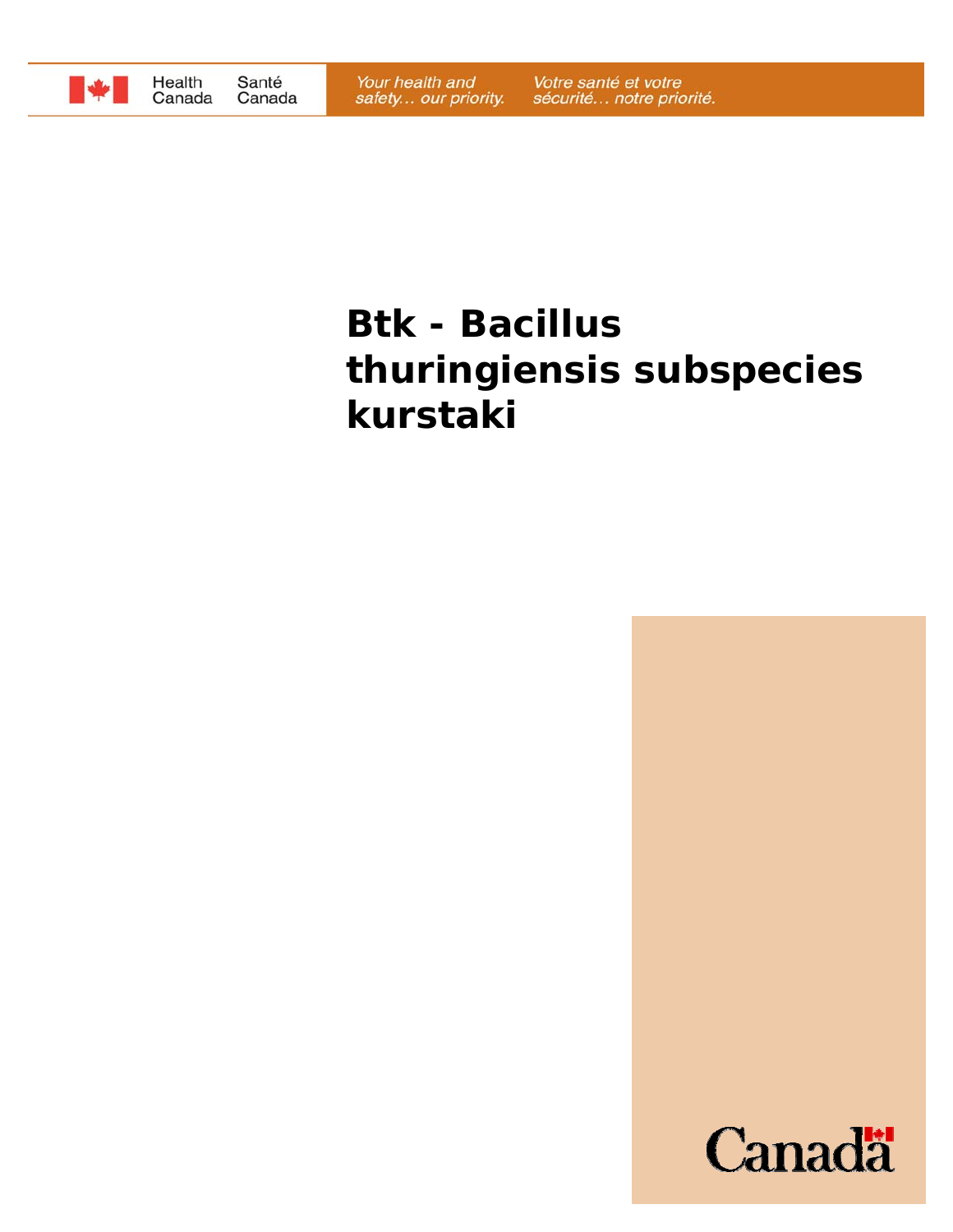Health Canada Santé Canada

Your health and safety... our priority. Votre santé et votre sécurité... notre priorité.

# Btk - Bacillus thuringiensis subspecies kurstaki

Canada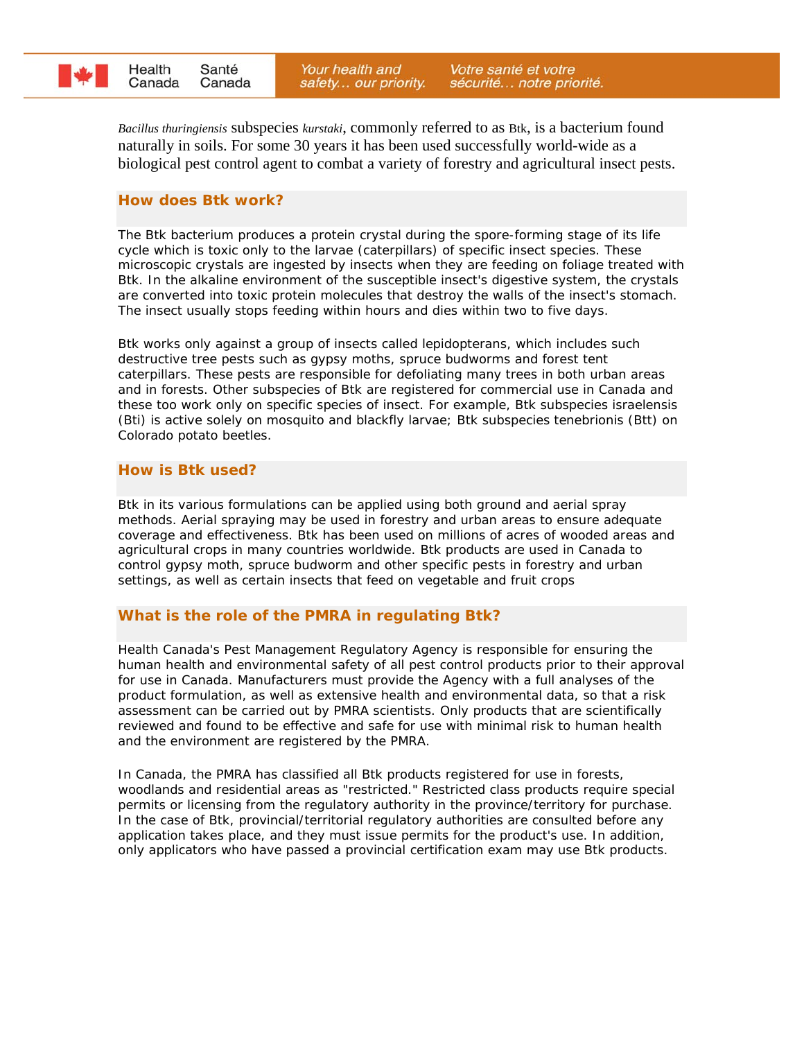*Bacillus thuringiensis* subspecies *kurstaki*, commonly referred to as Btk, is a bacterium found naturally in soils. For some 30 years it has been used successfully world-wide as a biological pest control agent to combat a variety of forestry and agricultural insect pests.

## How does Btk work?

The Btk bacterium produces a protein crystal during the spore-forming stage of its life cycle which is toxic only to the larvae (caterpillars) of specific insect species. These microscopic crystals are ingested by insects when they are feeding on foliage treated with Btk. In the alkaline environment of the susceptible insect's digestive system, the crystals are converted into toxic protein molecules that destroy the walls of the insect's stomach. The insect usually stops feeding within hours and dies within two to five days.

Btk works only against a group of insects called lepidopterans, which includes such destructive tree pests such as gypsy moths, spruce budworms and forest tent caterpillars. These pests are responsible for defoliating many trees in both urban areas and in forests. Other subspecies of Btk are registered for commercial use in Canada and these too work only on specific species of insect. For example, Btk subspecies israelensis (Bti) is active solely on mosquito and blackfly larvae; Btk subspecies tenebrionis (Btt) on Colorado potato beetles.

## How is Btk used?

Btk in its various formulations can be applied using both ground and aerial spray methods. Aerial spraying may be used in forestry and urban areas to ensure adequate coverage and effectiveness. Btk has been used on millions of acres of wooded areas and agricultural crops in many countries worldwide. Btk products are used in Canada to control gypsy moth, spruce budworm and other specific pests in forestry and urban settings, as well as certain insects that feed on vegetable and fruit crops

## What is the role of the PMRA in regulating Btk?

Health Canada's Pest Management Regulatory Agency is responsible for ensuring the human health and environmental safety of all pest control products prior to their approval for use in Canada. Manufacturers must provide the Agency with a full analyses of the product formulation, as well as extensive health and environmental data, so that a risk assessment can be carried out by PMRA scientists. Only products that are scientifically reviewed and found to be effective and safe for use with minimal risk to human health and the environment are registered by the PMRA.

In Canada, the PMRA has classified all Btk products registered for use in forests, woodlands and residential areas as "restricted." Restricted class products require special permits or licensing from the regulatory authority in the province/territory for purchase. In the case of Btk, provincial/territorial regulatory authorities are consulted before any application takes place, and they must issue permits for the product's use. In addition, only applicators who have passed a provincial certification exam may use Btk products.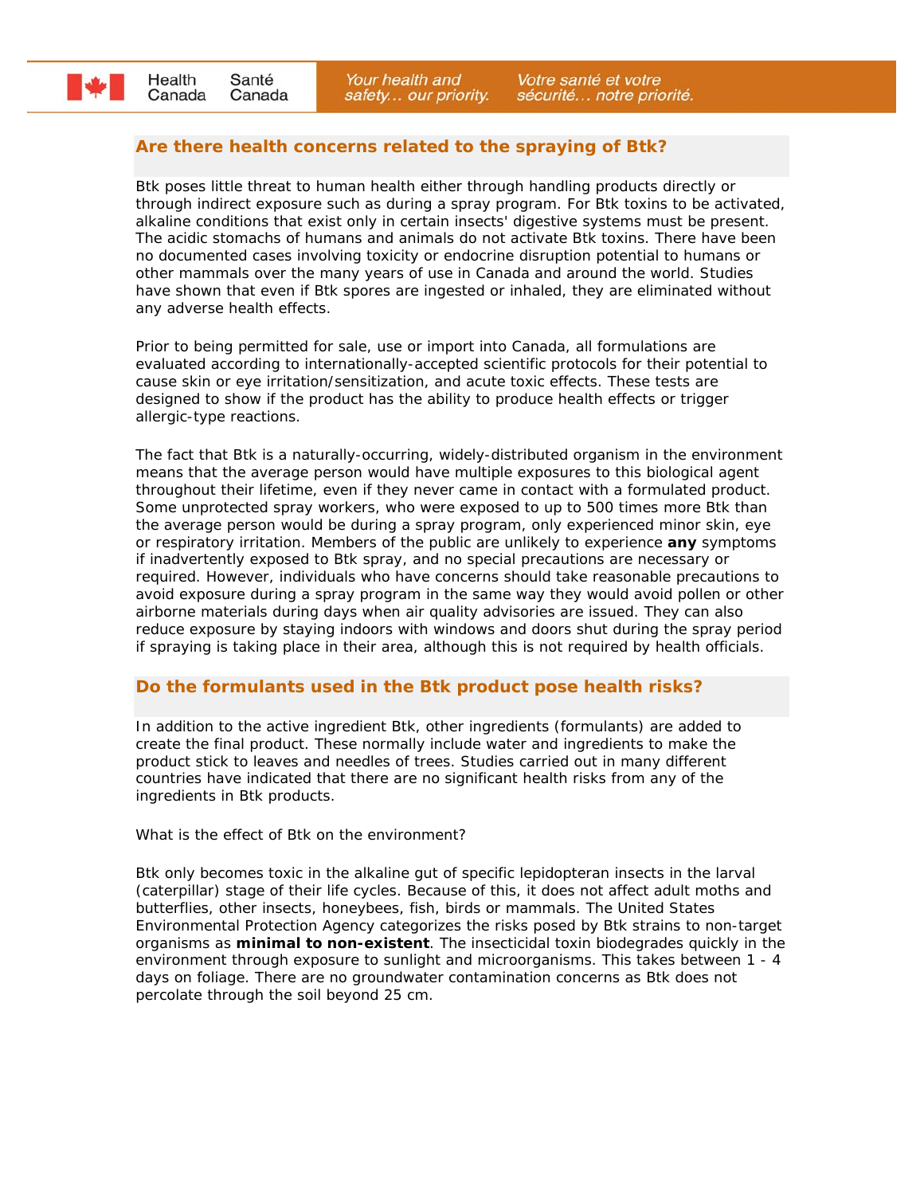## Are there health concerns related to the spraying of Btk?

Btk poses little threat to human health either through handling products directly or through indirect exposure such as during a spray program. For Btk toxins to be activated, alkaline conditions that exist only in certain insects' digestive systems must be present. The acidic stomachs of humans and animals do not activate Btk toxins. There have been no documented cases involving toxicity or endocrine disruption potential to humans or other mammals over the many years of use in Canada and around the world. Studies have shown that even if Btk spores are ingested or inhaled, they are eliminated without any adverse health effects.

Prior to being permitted for sale, use or import into Canada, all formulations are evaluated according to internationally-accepted scientific protocols for their potential to cause skin or eye irritation/sensitization, and acute toxic effects. These tests are designed to show if the product has the ability to produce health effects or trigger allergic-type reactions.

The fact that Btk is a naturally-occurring, widely-distributed organism in the environment means that the average person would have multiple exposures to this biological agent throughout their lifetime, even if they never came in contact with a formulated product. Some unprotected spray workers, who were exposed to up to 500 times more Btk than the average person would be during a spray program, only experienced minor skin, eye or respiratory irritation. Members of the public are unlikely to experience **any** symptoms if inadvertently exposed to Btk spray, and no special precautions are necessary or required. However, individuals who have concerns should take reasonable precautions to avoid exposure during a spray program in the same way they would avoid pollen or other airborne materials during days when air quality advisories are issued. They can also reduce exposure by staying indoors with windows and doors shut during the spray period if spraying is taking place in their area, although this is not required by health officials.

## Do the formulants used in the Btk product pose health risks?

In addition to the active ingredient Btk, other ingredients (formulants) are added to create the final product. These normally include water and ingredients to make the product stick to leaves and needles of trees. Studies carried out in many different countries have indicated that there are no significant health risks from any of the ingredients in Btk products.

What is the effect of Btk on the environment?

Btk only becomes toxic in the alkaline gut of specific lepidopteran insects in the larval (caterpillar) stage of their life cycles. Because of this, it does not affect adult moths and butterflies, other insects, honeybees, fish, birds or mammals. The United States Environmental Protection Agency categorizes the risks posed by Btk strains to non-target organisms as **minimal to non-existent**. The insecticidal toxin biodegrades quickly in the environment through exposure to sunlight and microorganisms. This takes between 1 - 4 days on foliage. There are no groundwater contamination concerns as Btk does not percolate through the soil beyond 25 cm.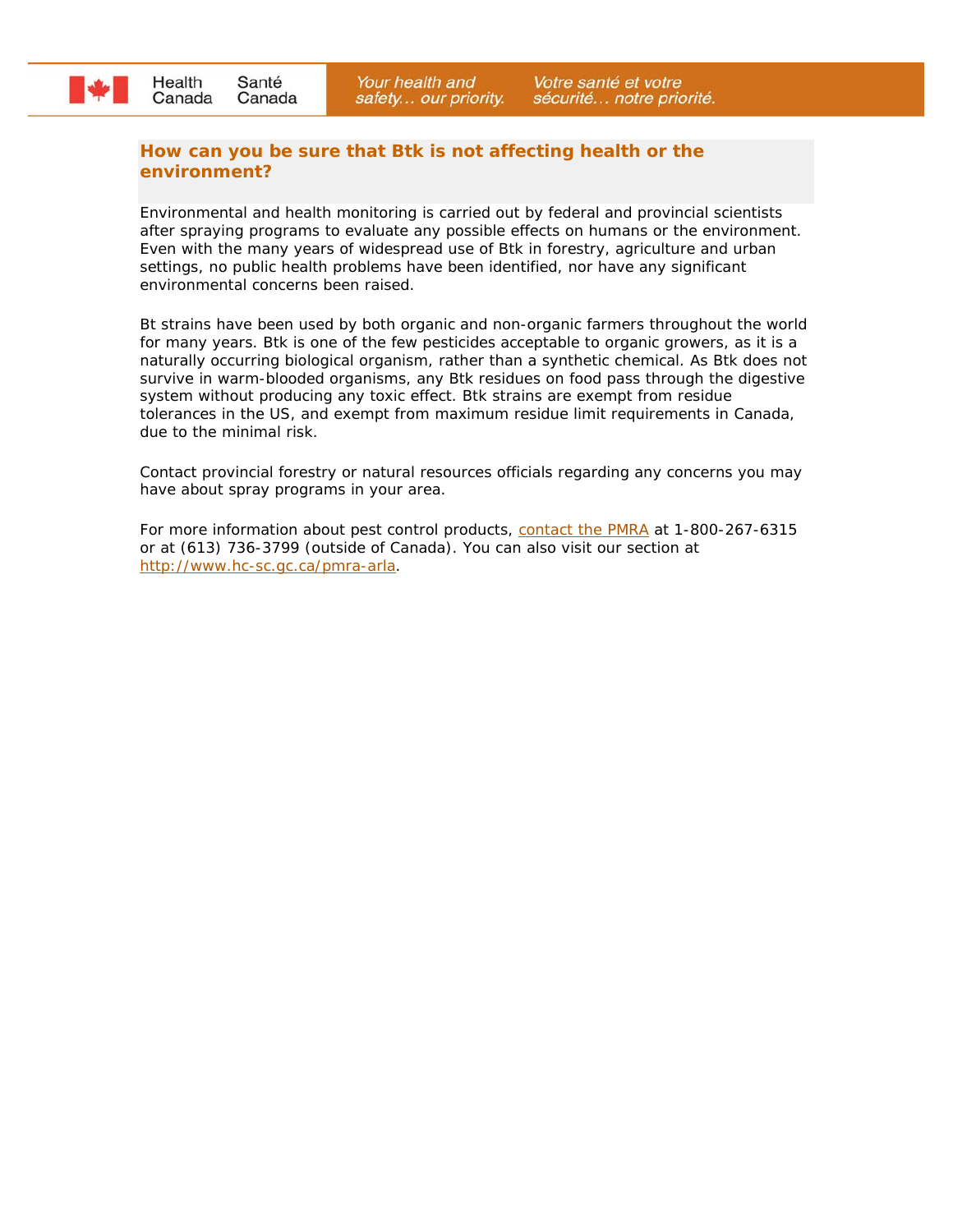## How can you be sure that Btk is not affecting health or the environment?

Environmental and health monitoring is carried out by federal and provincial scientists after spraying programs to evaluate any possible effects on humans or the environment. Even with the many years of widespread use of Btk in forestry, agriculture and urban settings, no public health problems have been identified, nor have any significant environmental concerns been raised.

Bt strains have been used by both organic and non-organic farmers throughout the world for many years. Btk is one of the few pesticides acceptable to organic growers, as it is a naturally occurring biological organism, rather than a synthetic chemical. As Btk does not survive in warm-blooded organisms, any Btk residues on food pass through the digestive system without producing any toxic effect. Btk strains are exempt from residue tolerances in the US, and exempt from maximum residue limit requirements in Canada, due to the minimal risk.

Contact provincial forestry or natural resources officials regarding any concerns you may have about spray programs in your area.

For more information about pest control products, contact the PMRA at 1-800-267-6315 or at (613) 736-3799 (outside of Canada). You can also visit our section at http://www.hc-sc.gc.ca/pmra-arla.